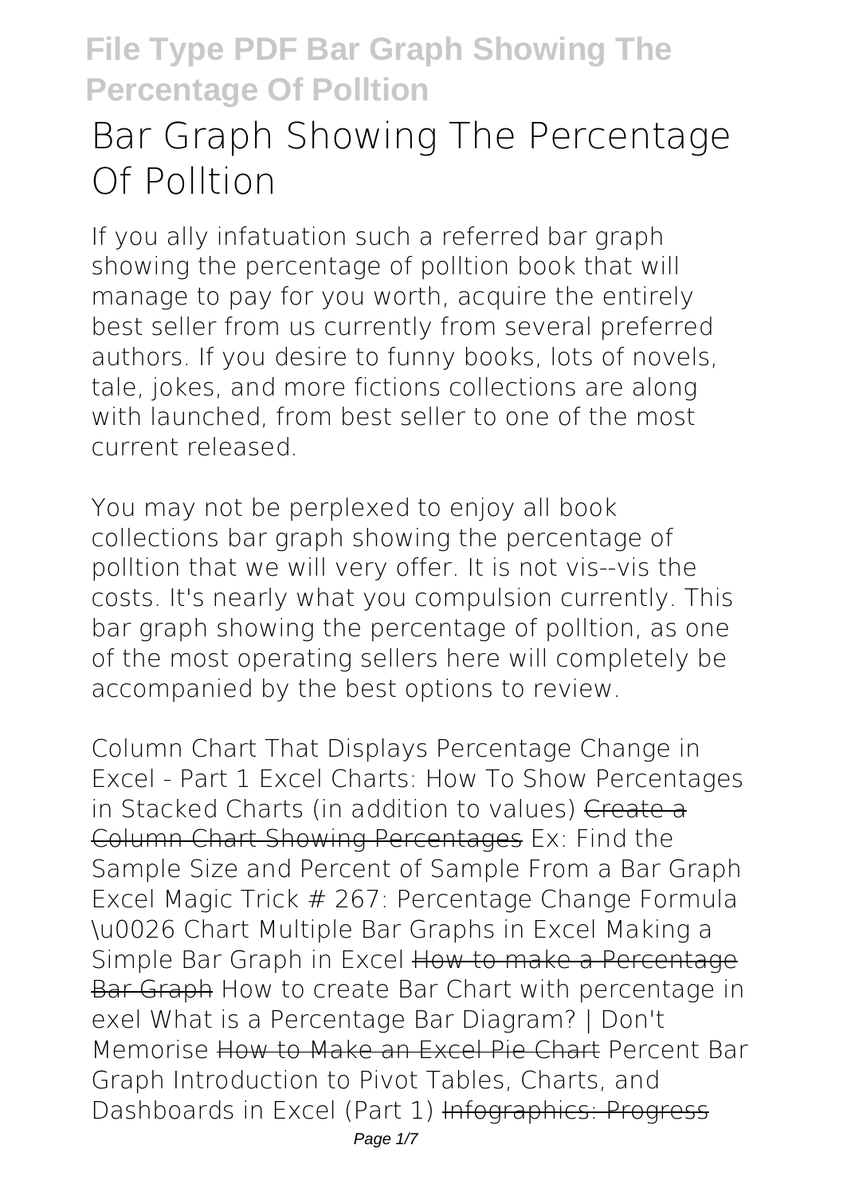# Bar Graph Showing The Percentage Of Polltion

If you ally infatuation such a referred **bar graph showing the percentage of polltion** book that will manage to pay for you worth, acquire the entirely best seller from us currently from several preferred authors. If you desire to funny books, lots of novels, tale, jokes, and more fictions collections are along with launched, from best seller to one of the most current released.

You may not be perplexed to enjoy all book collections bar graph showing the percentage of polltion that we will very offer. It is not vis--vis the costs. It's nearly what you compulsion currently. This bar graph showing the percentage of polltion, as one of the most operating sellers here will completely be accompanied by the best options to review.

*Column Chart That Displays Percentage Change in Excel - Part 1* *Excel Charts: How To Show Percentages in Stacked Charts (in addition to values)* ~~Create a Column Chart Showing Percentages~~ *Ex: Find the Sample Size and Percent of Sample From a Bar Graph* *Excel Magic Trick # 267: Percentage Change Formula \u0026 Chart* *Multiple Bar Graphs in Excel* *Making a Simple Bar Graph in Excel* ~~How to make a Percentage Bar Graph~~ *How to create Bar Chart with percentage in exel* *What is a Percentage Bar Diagram? | Don't Memorise* ~~How to Make an Excel Pie Chart~~ *Percent Bar Graph* *Introduction to Pivot Tables, Charts, and Dashboards in Excel (Part 1)* ~~Infographics: Progress~~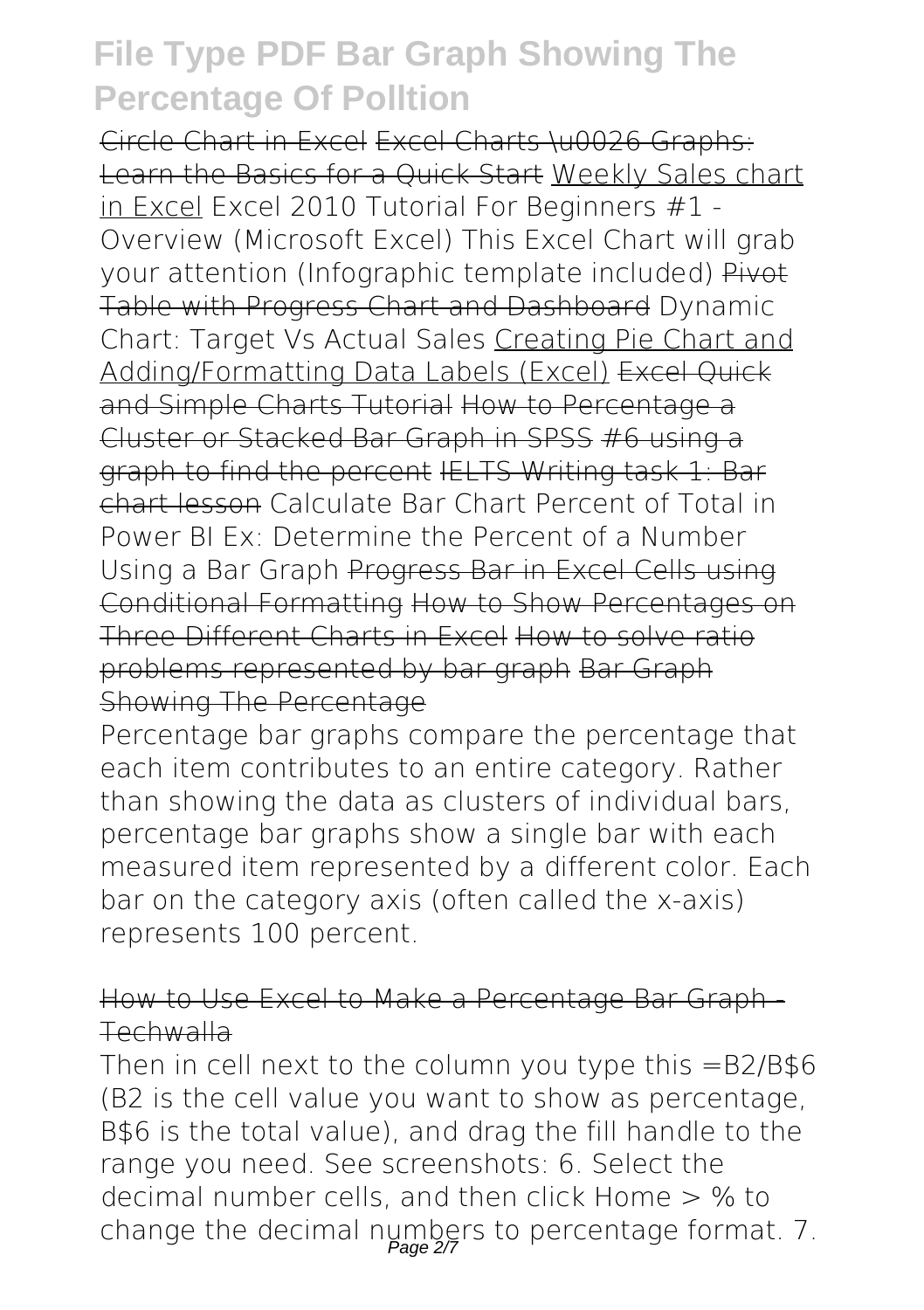Circle Chart in Excel Excel Charts \u0026 Graphs: Learn the Basics for a Quick Start Weekly Sales chart in Excel Excel 2010 Tutorial For Beginners #1 - Overview (Microsoft Excel) This Excel Chart will grab your attention (Infographic template included) Pivot Table with Progress Chart and Dashboard Dynamic Chart: Target Vs Actual Sales Creating Pie Chart and Adding/Formatting Data Labels (Excel) Excel Quick and Simple Charts Tutorial How to Percentage a Cluster or Stacked Bar Graph in SPSS #6 using a graph to find the percent IELTS Writing task 1: Bar chart lesson Calculate Bar Chart Percent of Total in Power BI Ex: Determine the Percent of a Number Using a Bar Graph Progress Bar in Excel Cells using Conditional Formatting How to Show Percentages on Three Different Charts in Excel How to solve ratio problems represented by bar graph Bar Graph Showing The Percentage

Percentage bar graphs compare the percentage that each item contributes to an entire category. Rather than showing the data as clusters of individual bars, percentage bar graphs show a single bar with each measured item represented by a different color. Each bar on the category axis (often called the x-axis) represents 100 percent.

## How to Use Excel to Make a Percentage Bar Graph - Techwalla

Then in cell next to the column you type this =B2/B$6 (B2 is the cell value you want to show as percentage, B$6 is the total value), and drag the fill handle to the range you need. See screenshots: 6. Select the decimal number cells, and then click Home > % to change the decimal numbers to percentage format. 7.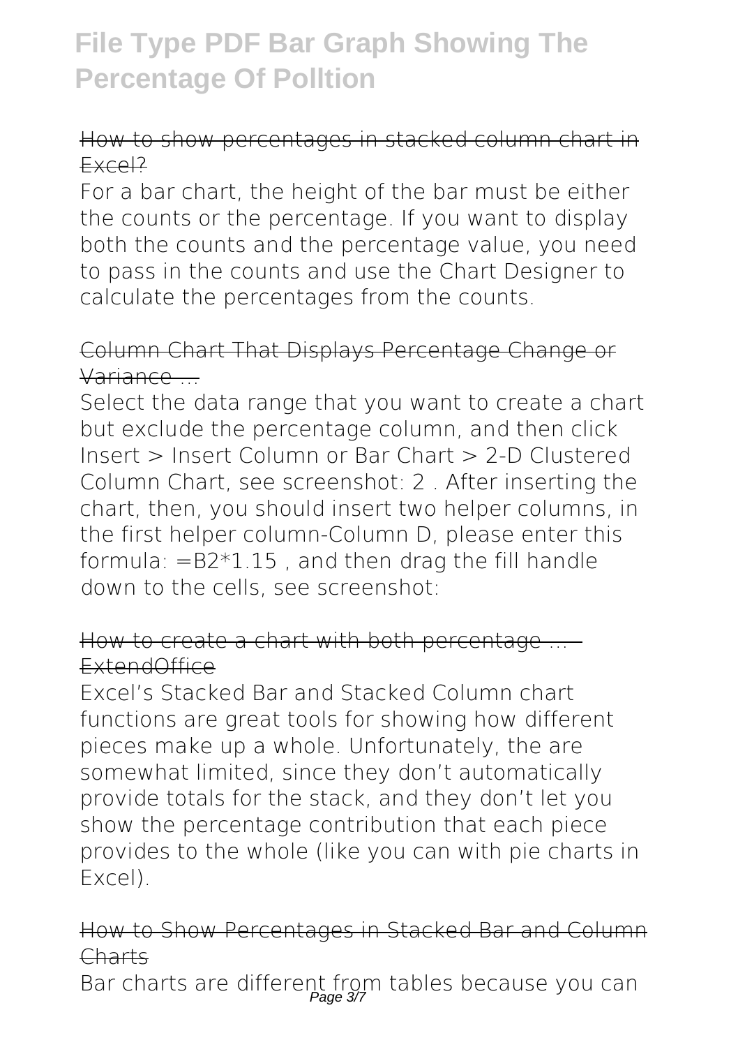How to show percentages in stacked column chart in Excel?

For a bar chart, the height of the bar must be either the counts or the percentage. If you want to display both the counts and the percentage value, you need to pass in the counts and use the Chart Designer to calculate the percentages from the counts.

Column Chart That Displays Percentage Change or Variance ...

Select the data range that you want to create a chart but exclude the percentage column, and then click Insert > Insert Column or Bar Chart > 2-D Clustered Column Chart, see screenshot: 2 . After inserting the chart, then, you should insert two helper columns, in the first helper column-Column D, please enter this formula: =B2*1.15 , and then drag the fill handle down to the cells, see screenshot:

How to create a chart with both percentage ... - ExtendOffice

Excel's Stacked Bar and Stacked Column chart functions are great tools for showing how different pieces make up a whole. Unfortunately, the are somewhat limited, since they don't automatically provide totals for the stack, and they don't let you show the percentage contribution that each piece provides to the whole (like you can with pie charts in Excel).

How to Show Percentages in Stacked Bar and Column Charts

Bar charts are different from tables because you can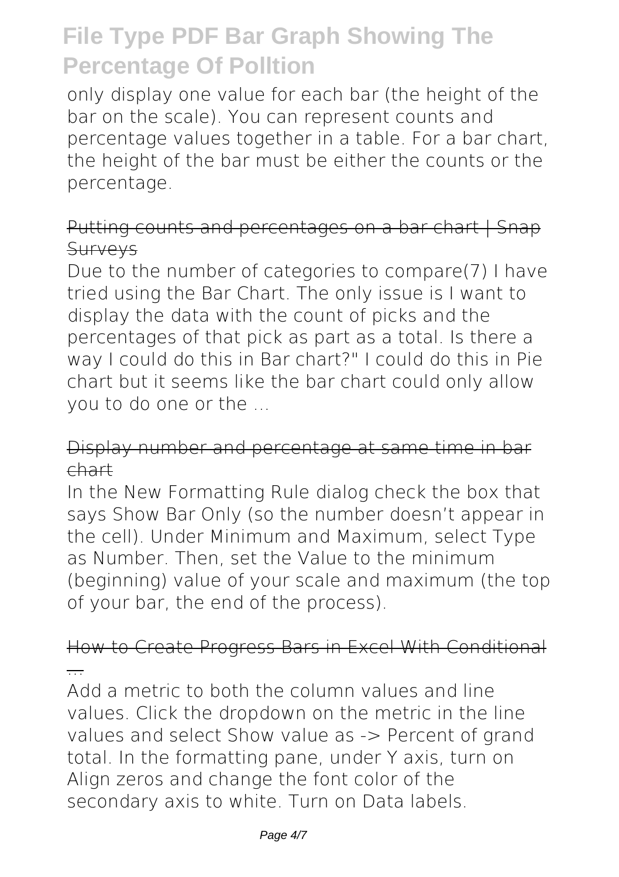only display one value for each bar (the height of the bar on the scale). You can represent counts and percentage values together in a table. For a bar chart, the height of the bar must be either the counts or the percentage.

~~Putting counts and percentages on a bar chart | Snap Surveys~~

Due to the number of categories to compare(7) I have tried using the Bar Chart. The only issue is I want to display the data with the count of picks and the percentages of that pick as part as a total. Is there a way I could do this in Bar chart?" I could do this in Pie chart but it seems like the bar chart could only allow you to do one or the ...

~~Display number and percentage at same time in bar chart~~

In the New Formatting Rule dialog check the box that says Show Bar Only (so the number doesn't appear in the cell). Under Minimum and Maximum, select Type as Number. Then, set the Value to the minimum (beginning) value of your scale and maximum (the top of your bar, the end of the process).

~~How to Create Progress Bars in Excel With Conditional ...~~

Add a metric to both the column values and line values. Click the dropdown on the metric in the line values and select Show value as -> Percent of grand total. In the formatting pane, under Y axis, turn on Align zeros and change the font color of the secondary axis to white. Turn on Data labels.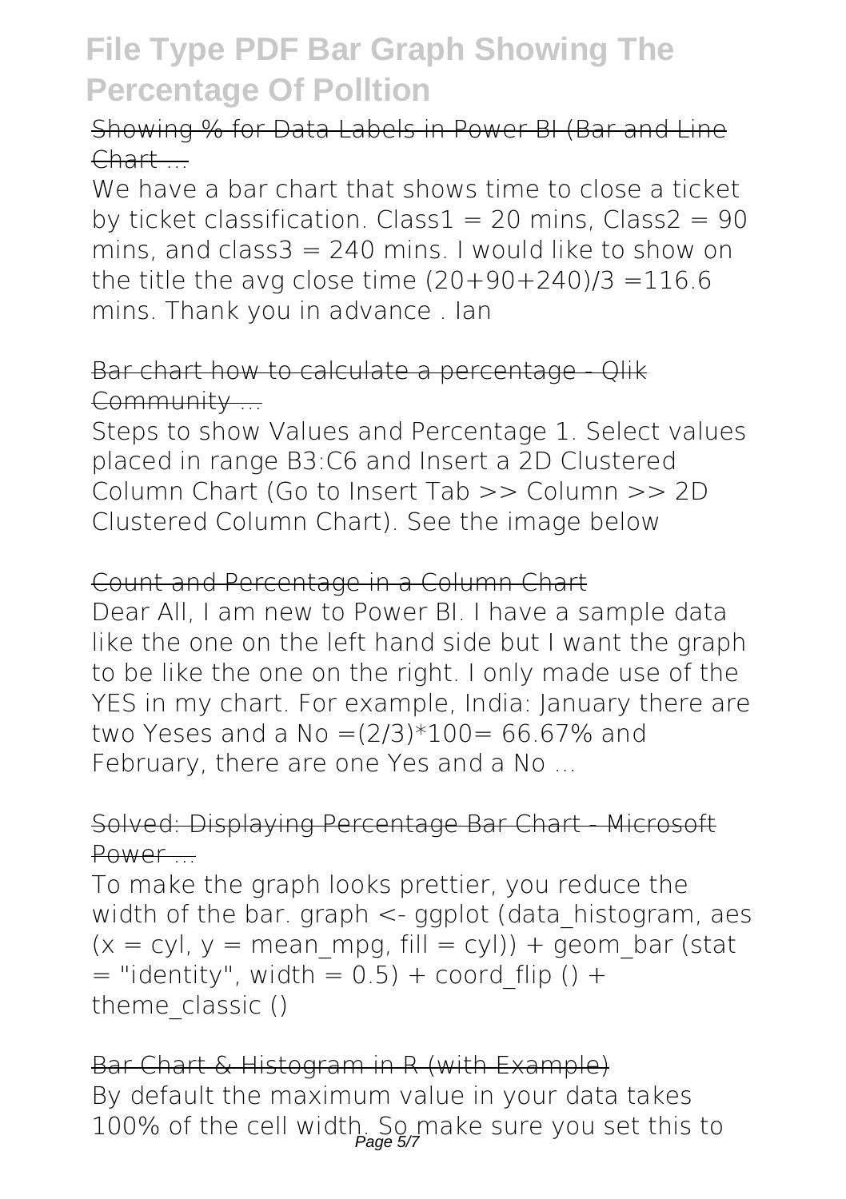## Showing % for Data Labels in Power BI (Bar and Line Chart ...

We have a bar chart that shows time to close a ticket by ticket classification. Class1 = 20 mins, Class2 = 90 mins, and class3 = 240 mins. I would like to show on the title the avg close time (20+90+240)/3 =116.6 mins. Thank you in advance . Ian

## Bar chart how to calculate a percentage - Qlik Community ...

Steps to show Values and Percentage 1. Select values placed in range B3:C6 and Insert a 2D Clustered Column Chart (Go to Insert Tab >> Column >> 2D Clustered Column Chart). See the image below

## Count and Percentage in a Column Chart

Dear All, I am new to Power BI. I have a sample data like the one on the left hand side but I want the graph to be like the one on the right. I only made use of the YES in my chart. For example, India: January there are two Yeses and a No =(2/3)*100= 66.67% and February, there are one Yes and a No ...

## Solved: Displaying Percentage Bar Chart - Microsoft Power ...

To make the graph looks prettier, you reduce the width of the bar. graph <- ggplot (data_histogram, aes (x = cyl, y = mean_mpg, fill = cyl)) + geom_bar (stat = "identity", width = 0.5) + coord_flip () + theme_classic ()

## Bar Chart & Histogram in R (with Example)

By default the maximum value in your data takes 100% of the cell width. So make sure you set this to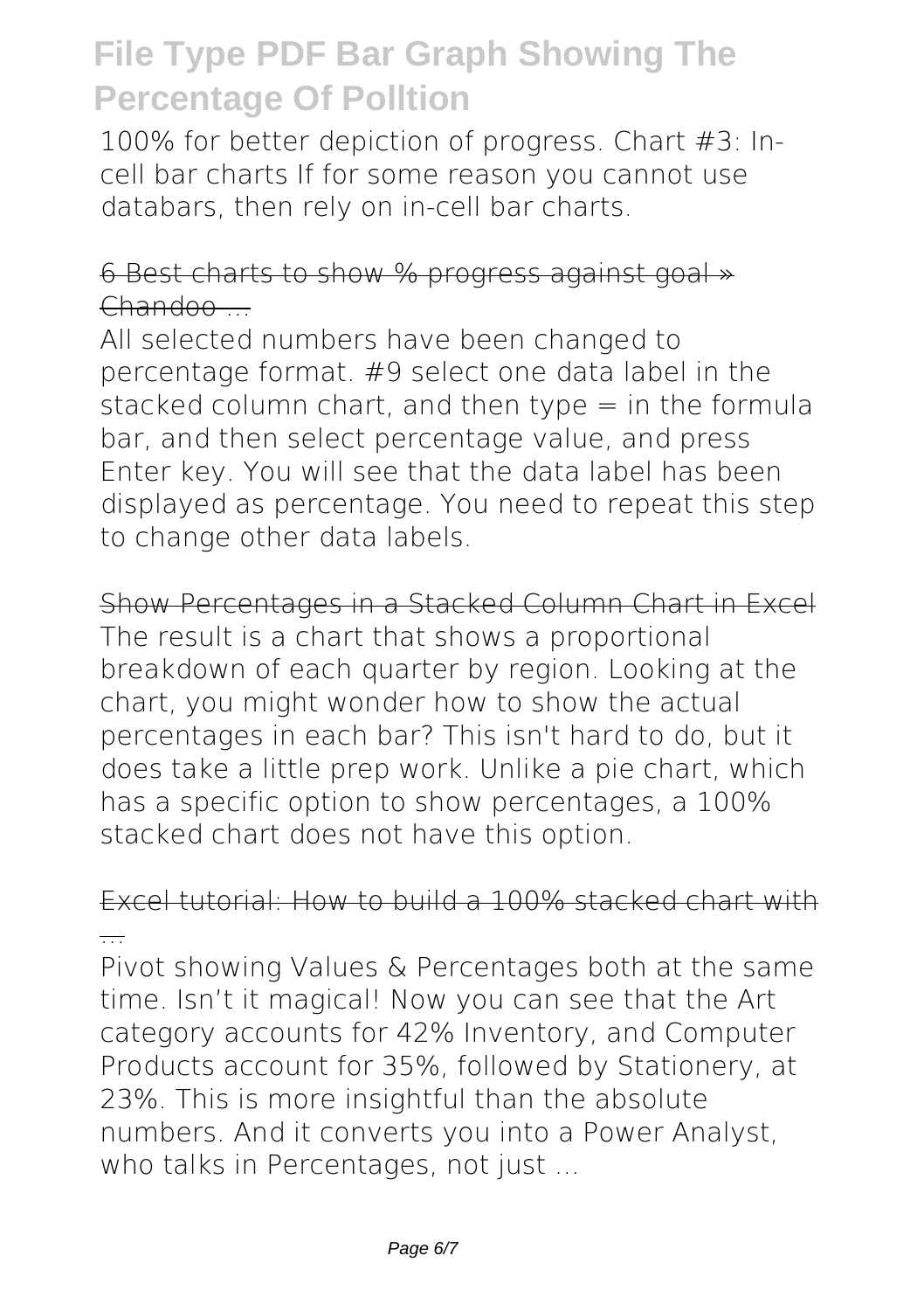100% for better depiction of progress. Chart #3: In-cell bar charts If for some reason you cannot use databars, then rely on in-cell bar charts.

~~6 Best charts to show % progress against goal » Chandoo ...~~

All selected numbers have been changed to percentage format. #9 select one data label in the stacked column chart, and then type = in the formula bar, and then select percentage value, and press Enter key. You will see that the data label has been displayed as percentage. You need to repeat this step to change other data labels.

~~Show Percentages in a Stacked Column Chart in Excel~~

The result is a chart that shows a proportional breakdown of each quarter by region. Looking at the chart, you might wonder how to show the actual percentages in each bar? This isn't hard to do, but it does take a little prep work. Unlike a pie chart, which has a specific option to show percentages, a 100% stacked chart does not have this option.

~~Excel tutorial: How to build a 100% stacked chart with ...~~

Pivot showing Values & Percentages both at the same time. Isn't it magical! Now you can see that the Art category accounts for 42% Inventory, and Computer Products account for 35%, followed by Stationery, at 23%. This is more insightful than the absolute numbers. And it converts you into a Power Analyst, who talks in Percentages, not just ...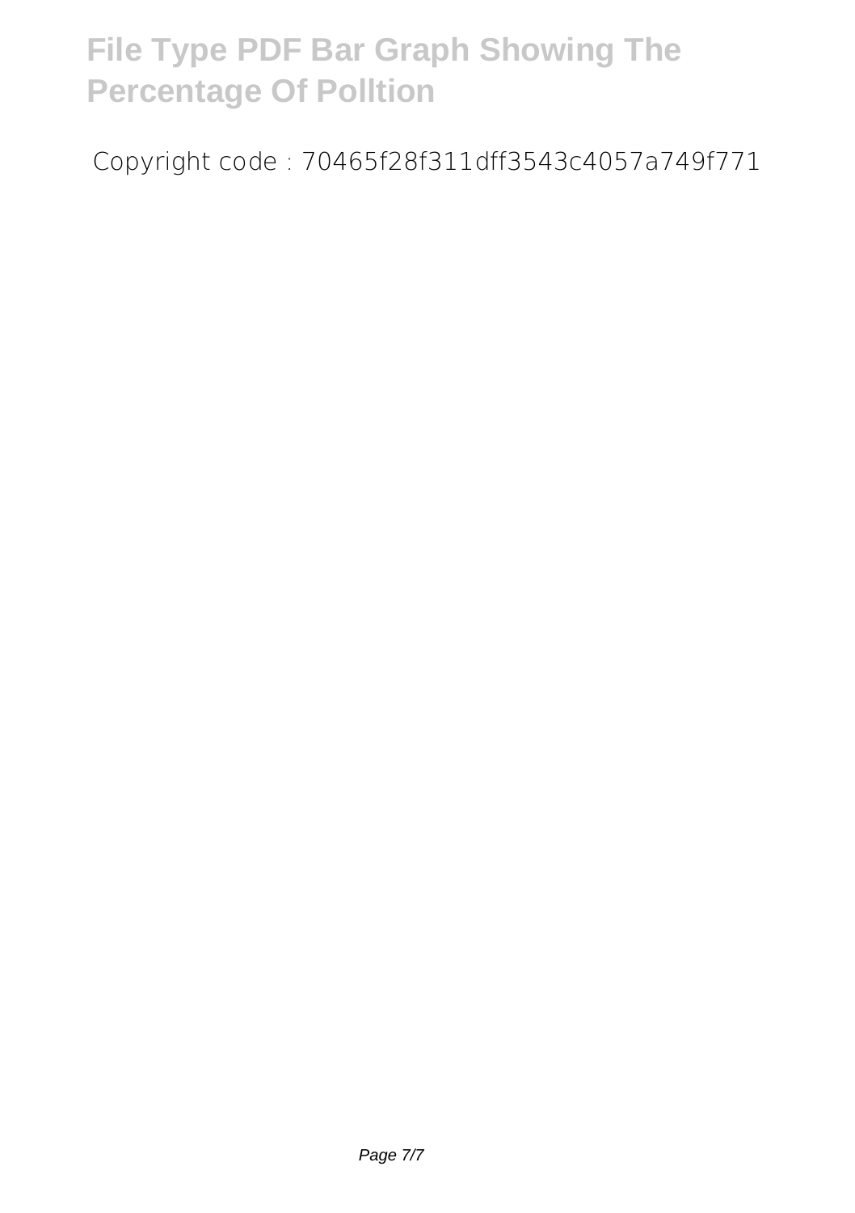Copyright code : 70465f28f311dff3543c4057a749f771